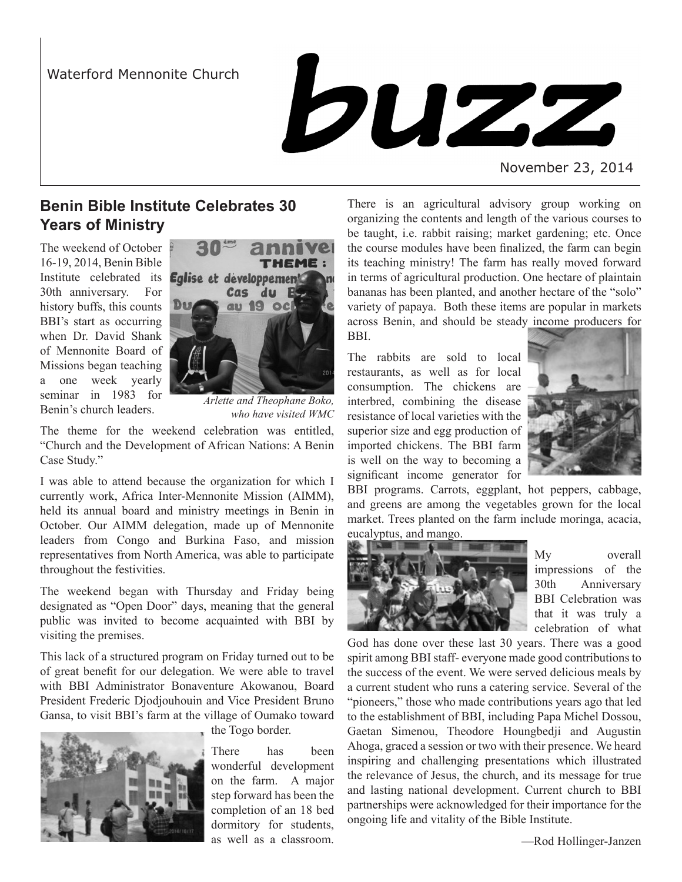Waterford Mennonite Church

# buzz

November 23, 2014

## Benin Bible Institute Celebrates 30 Years of Ministry

The weekend of October 16-19, 2014, Benin Bible Institute celebrated its 30th anniversary. For history buffs, this counts BBI's start as occurring when Dr. David Shank of Mennonite Board of Missions began teaching a one week yearly seminar in 1983 for Benin's church leaders.

*Arlette and Theophane Boko, who have visited WMC*

The theme for the weekend celebration was entitled, "Church and the Development of African Nations: A Benin Case Study."

I was able to attend because the organization for which I currently work, Africa Inter-Mennonite Mission (AIMM), held its annual board and ministry meetings in Benin in October. Our AIMM delegation, made up of Mennonite leaders from Congo and Burkina Faso, and mission representatives from North America, was able to participate throughout the festivities.

The weekend began with Thursday and Friday being designated as "Open Door" days, meaning that the general public was invited to become acquainted with BBI by visiting the premises.

This lack of a structured program on Friday turned out to be of great benefit for our delegation. We were able to travel with BBI Administrator Bonaventure Akowanou, Board President Frederic Djodjouhouin and Vice President Bruno Gansa, to visit BBI's farm at the village of Oumako toward the Togo border.

There has been wonderful development on the farm. A major step forward has been the completion of an 18 bed dormitory for students, as well as a classroom. There is an agricultural advisory group working on organizing the contents and length of the various courses to be taught, i.e. rabbit raising; market gardening; etc. Once the course modules have been finalized, the farm can begin its teaching ministry! The farm has really moved forward in terms of agricultural production. One hectare of plaintain bananas has been planted, and another hectare of the "solo" variety of papaya. Both these items are popular in markets across Benin, and should be steady income producers for BBI.

The rabbits are sold to local restaurants, as well as for local consumption. The chickens are interbred, combining the disease resistance of local varieties with the superior size and egg production of imported chickens. The BBI farm is well on the way to becoming a significant income generator for BBI programs. Carrots, eggplant, hot peppers, cabbage, and greens are among the vegetables grown for the local market. Trees planted on the farm include moringa, acacia, eucalyptus, and mango.

My overall impressions of the 30th Anniversary BBI Celebration was that it was truly a celebration of what God has done over these last 30 years. There was a good spirit among BBI staff- everyone made good contributions to the success of the event. We were served delicious meals by a current student who runs a catering service. Several of the "pioneers," those who made contributions years ago that led to the establishment of BBI, including Papa Michel Dossou, Gaetan Simenou, Theodore Houngbedji and Augustin Ahoga, graced a session or two with their presence. We heard inspiring and challenging presentations which illustrated the relevance of Jesus, the church, and its message for true and lasting national development. Current church to BBI partnerships were acknowledged for their importance for the ongoing life and vitality of the Bible Institute.

—Rod Hollinger-Janzen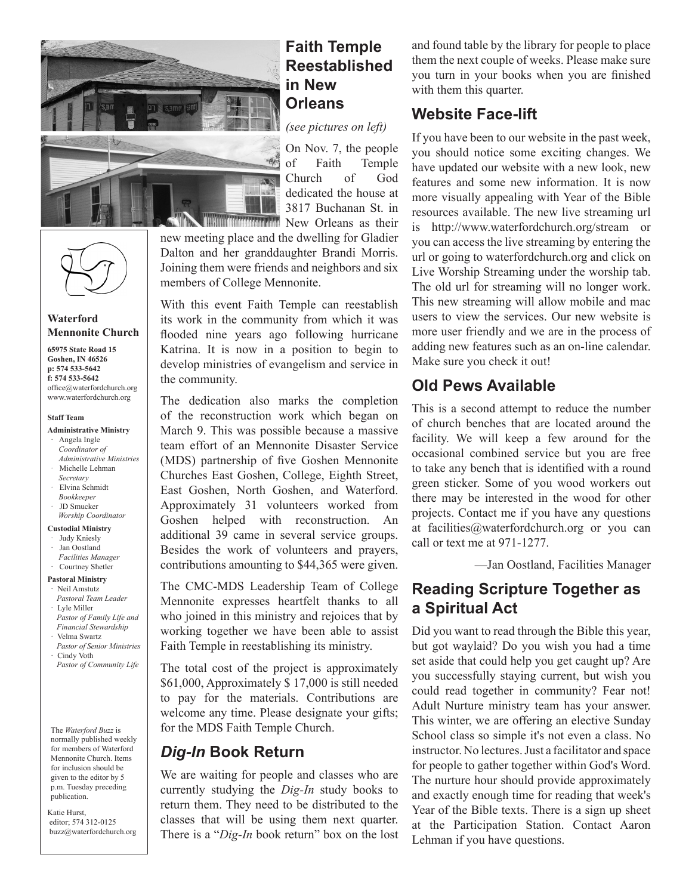## Faith Temple Reestablished in New Orleans

*(see pictures on left)*

On Nov. 7, the people of Faith Temple Church of God dedicated the house at 3817 Buchanan St. in New Orleans as their new meeting place and the dwelling for Gladier Dalton and her granddaughter Brandi Morris. Joining them were friends and neighbors and six members of College Mennonite.

With this event Faith Temple can reestablish its work in the community from which it was flooded nine years ago following hurricane Katrina. It is now in a position to begin to develop ministries of evangelism and service in the community.

The dedication also marks the completion of the reconstruction work which began on March 9. This was possible because a massive team effort of an Mennonite Disaster Service (MDS) partnership of five Goshen Mennonite Churches East Goshen, College, Eighth Street, East Goshen, North Goshen, and Waterford. Approximately 31 volunteers worked from Goshen helped with reconstruction. An additional 39 came in several service groups. Besides the work of volunteers and prayers, contributions amounting to $44,365 were given.

The CMC-MDS Leadership Team of College Mennonite expresses heartfelt thanks to all who joined in this ministry and rejoices that by working together we have been able to assist Faith Temple in reestablishing its ministry.

The total cost of the project is approximately $61,000, Approximately $ 17,000 is still needed to pay for the materials. Contributions are welcome any time. Please designate your gifts; for the MDS Faith Temple Church.

## *Dig-In* Book Return

We are waiting for people and classes who are currently studying the *Dig-In* study books to return them. They need to be distributed to the classes that will be using them next quarter. There is a "*Dig-In* book return" box on the lost and found table by the library for people to place them the next couple of weeks. Please make sure you turn in your books when you are finished with them this quarter.

## Website Face-lift

If you have been to our website in the past week, you should notice some exciting changes. We have updated our website with a new look, new features and some new information. It is now more visually appealing with Year of the Bible resources available. The new live streaming url is http://www.waterfordchurch.org/stream or you can access the live streaming by entering the url or going to waterfordchurch.org and click on Live Worship Streaming under the worship tab. The old url for streaming will no longer work. This new streaming will allow mobile and mac users to view the services. Our new website is more user friendly and we are in the process of adding new features such as an on-line calendar. Make sure you check it out!

## Old Pews Available

This is a second attempt to reduce the number of church benches that are located around the facility. We will keep a few around for the occasional combined service but you are free to take any bench that is identified with a round green sticker. Some of you wood workers out there may be interested in the wood for other projects. Contact me if you have any questions at facilities@waterfordchurch.org or you can call or text me at 971-1277.

—Jan Oostland, Facilities Manager

## Reading Scripture Together as a Spiritual Act

Did you want to read through the Bible this year, but got waylaid? Do you wish you had a time set aside that could help you get caught up? Are you successfully staying current, but wish you could read together in community? Fear not! Adult Nurture ministry team has your answer. This winter, we are offering an elective Sunday School class so simple it's not even a class. No instructor. No lectures. Just a facilitator and space for people to gather together within God's Word. The nurture hour should provide approximately and exactly enough time for reading that week's Year of the Bible texts. There is a sign up sheet at the Participation Station. Contact Aaron Lehman if you have questions.

---

**Waterford Mennonite Church**

**65975 State Road 15**
**Goshen, IN 46526**
**p: 574 533-5642**
**f: 574 533-5642**
office@waterfordchurch.org
www.waterfordchurch.org

**Staff Team**

**Administrative Ministry**
- Angela Ingle
  *Coordinator of Administrative Ministries*
- Michelle Lehman
  *Secretary*
- Elvina Schmidt
  *Bookkeeper*
- JD Smucker
  *Worship Coordinator*

**Custodial Ministry**
- Judy Kniesly
- Jan Oostland
  *Facilities Manager*
- Courtney Shetler

**Pastoral Ministry**
- Neil Amstutz
  *Pastoral Team Leader*
- Lyle Miller
  *Pastor of Family Life and Financial Stewardship*
- Velma Swartz
  *Pastor of Senior Ministries*
- Cindy Voth
  *Pastor of Community Life*

The *Waterford Buzz* is normally published weekly for members of Waterford Mennonite Church. Items for inclusion should be given to the editor by 5 p.m. Tuesday preceding publication.

Katie Hurst,
editor; 574 312-0125
buzz@waterfordchurch.org